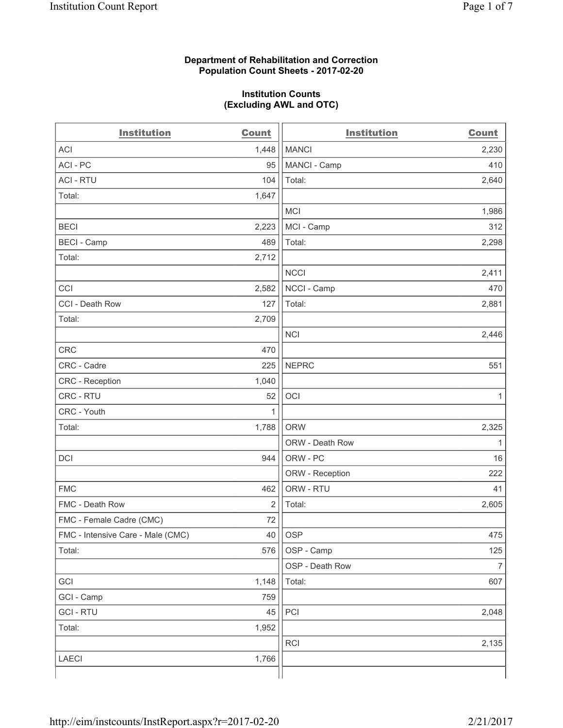**Department of Rehabilitation and Correction**
**Population Count Sheets - 2017-02-20**

**Institution Counts**
**(Excluding AWL and OTC)**

| Institution | Count | Institution | Count |
|---|---|---|---|
| ACI | 1,448 | MANCI | 2,230 |
| ACI - PC | 95 | MANCI - Camp | 410 |
| ACI - RTU | 104 | Total: | 2,640 |
| Total: | 1,647 | | |
| | | MCI | 1,986 |
| BECI | 2,223 | MCI - Camp | 312 |
| BECI - Camp | 489 | Total: | 2,298 |
| Total: | 2,712 | | |
| | | NCCI | 2,411 |
| CCI | 2,582 | NCCI - Camp | 470 |
| CCI - Death Row | 127 | Total: | 2,881 |
| Total: | 2,709 | | |
| | | NCI | 2,446 |
| CRC | 470 | | |
| CRC - Cadre | 225 | NEPRC | 551 |
| CRC - Reception | 1,040 | | |
| CRC - RTU | 52 | OCI | 1 |
| CRC - Youth | 1 | | |
| Total: | 1,788 | ORW | 2,325 |
| | | ORW - Death Row | 1 |
| DCI | 944 | ORW - PC | 16 |
| | | ORW - Reception | 222 |
| FMC | 462 | ORW - RTU | 41 |
| FMC - Death Row | 2 | Total: | 2,605 |
| FMC - Female Cadre (CMC) | 72 | | |
| FMC - Intensive Care - Male (CMC) | 40 | OSP | 475 |
| Total: | 576 | OSP - Camp | 125 |
| | | OSP - Death Row | 7 |
| GCI | 1,148 | Total: | 607 |
| GCI - Camp | 759 | | |
| GCI - RTU | 45 | PCI | 2,048 |
| Total: | 1,952 | | |
| | | RCI | 2,135 |
| LAECI | 1,766 | | |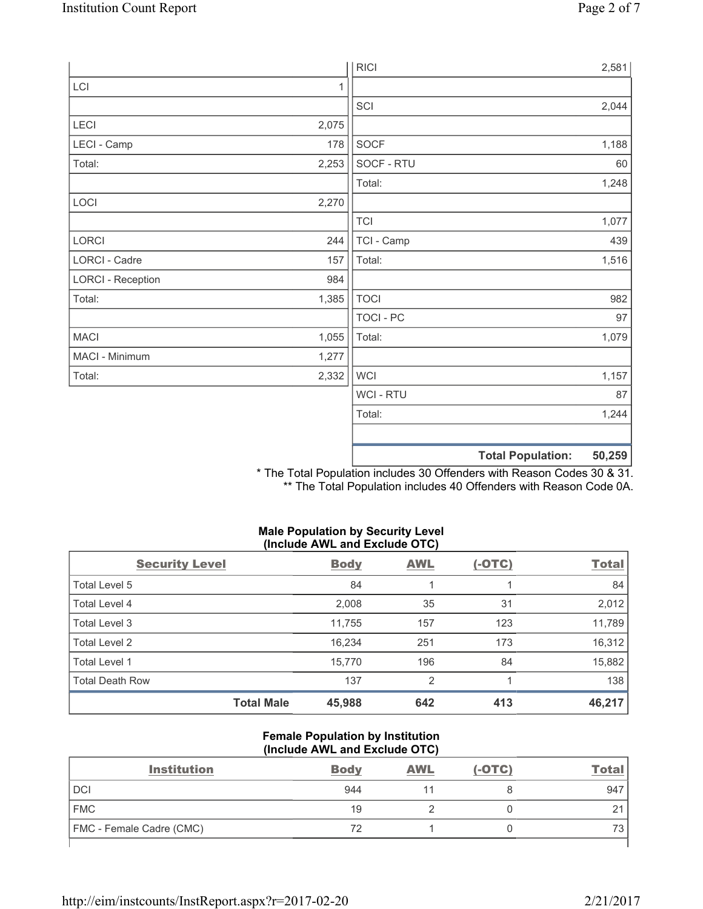| | | | |
|---|---|---|---|
| | | RICI | 2,581 |
| LCI | 1 | | |
| | | SCI | 2,044 |
| LECI | 2,075 | | |
| LECI - Camp | 178 | SOCF | 1,188 |
| Total: | 2,253 | SOCF - RTU | 60 |
| | | Total: | 1,248 |
| LOCI | 2,270 | | |
| | | TCI | 1,077 |
| LORCI | 244 | TCI - Camp | 439 |
| LORCI - Cadre | 157 | Total: | 1,516 |
| LORCI - Reception | 984 | | |
| Total: | 1,385 | TOCI | 982 |
| | | TOCI - PC | 97 |
| MACI | 1,055 | Total: | 1,079 |
| MACI - Minimum | 1,277 | | |
| Total: | 2,332 | WCI | 1,157 |
| | | WCI - RTU | 87 |
| | | Total: | 1,244 |
| | | | |
| | | **Total Population:** | **50,259** |

\* The Total Population includes 30 Offenders with Reason Codes 30 & 31.
\** The Total Population includes 40 Offenders with Reason Code 0A.

**Male Population by Security Level (Include AWL and Exclude OTC)**

| Security Level | Body | AWL | (-OTC) | Total |
|---|---|---|---|---|
| Total Level 5 | 84 | 1 | 1 | 84 |
| Total Level 4 | 2,008 | 35 | 31 | 2,012 |
| Total Level 3 | 11,755 | 157 | 123 | 11,789 |
| Total Level 2 | 16,234 | 251 | 173 | 16,312 |
| Total Level 1 | 15,770 | 196 | 84 | 15,882 |
| Total Death Row | 137 | 2 | 1 | 138 |
| **Total Male** | **45,988** | **642** | **413** | **46,217** |

**Female Population by Institution (Include AWL and Exclude OTC)**

| Institution | Body | AWL | (-OTC) | Total |
|---|---|---|---|---|
| DCI | 944 | 11 | 8 | 947 |
| FMC | 19 | 2 | 0 | 21 |
| FMC - Female Cadre (CMC) | 72 | 1 | 0 | 73 |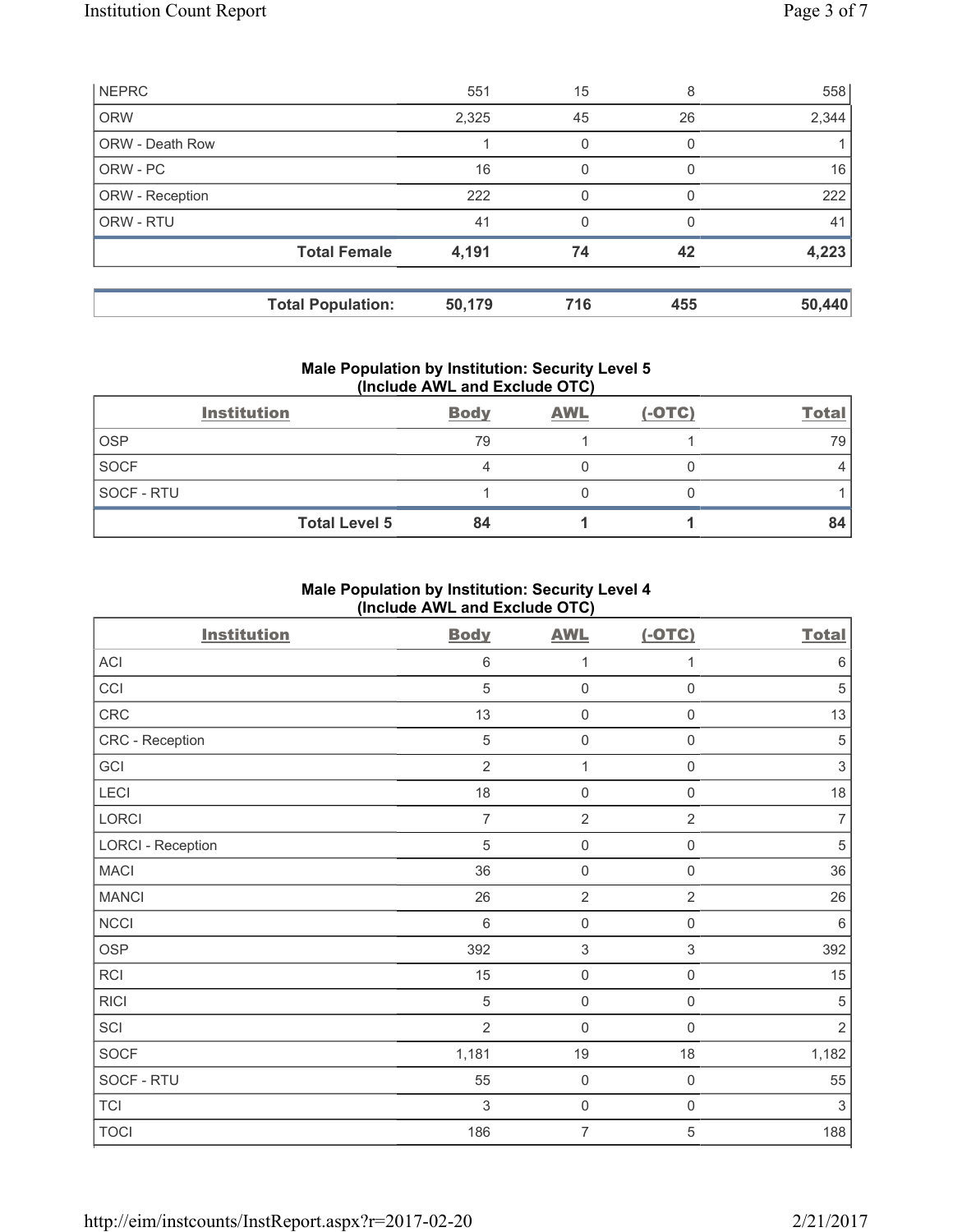| | Body | AWL | (-OTC) | Total |
|---|---|---|---|---|
| NEPRC | 551 | 15 | 8 | 558 |
| ORW | 2,325 | 45 | 26 | 2,344 |
| ORW - Death Row | 1 | 0 | 0 | 1 |
| ORW - PC | 16 | 0 | 0 | 16 |
| ORW - Reception | 222 | 0 | 0 | 222 |
| ORW - RTU | 41 | 0 | 0 | 41 |
| **Total Female** | **4,191** | **74** | **42** | **4,223** |
| **Total Population:** | **50,179** | **716** | **455** | **50,440** |

## Male Population by Institution: Security Level 5 (Include AWL and Exclude OTC)

| Institution | Body | AWL | (-OTC) | Total |
|---|---|---|---|---|
| OSP | 79 | 1 | 1 | 79 |
| SOCF | 4 | 0 | 0 | 4 |
| SOCF - RTU | 1 | 0 | 0 | 1 |
| **Total Level 5** | **84** | **1** | **1** | **84** |

## Male Population by Institution: Security Level 4 (Include AWL and Exclude OTC)

| Institution | Body | AWL | (-OTC) | Total |
|---|---|---|---|---|
| ACI | 6 | 1 | 1 | 6 |
| CCI | 5 | 0 | 0 | 5 |
| CRC | 13 | 0 | 0 | 13 |
| CRC - Reception | 5 | 0 | 0 | 5 |
| GCI | 2 | 1 | 0 | 3 |
| LECI | 18 | 0 | 0 | 18 |
| LORCI | 7 | 2 | 2 | 7 |
| LORCI - Reception | 5 | 0 | 0 | 5 |
| MACI | 36 | 0 | 0 | 36 |
| MANCI | 26 | 2 | 2 | 26 |
| NCCI | 6 | 0 | 0 | 6 |
| OSP | 392 | 3 | 3 | 392 |
| RCI | 15 | 0 | 0 | 15 |
| RICI | 5 | 0 | 0 | 5 |
| SCI | 2 | 0 | 0 | 2 |
| SOCF | 1,181 | 19 | 18 | 1,182 |
| SOCF - RTU | 55 | 0 | 0 | 55 |
| TCI | 3 | 0 | 0 | 3 |
| TOCI | 186 | 7 | 5 | 188 |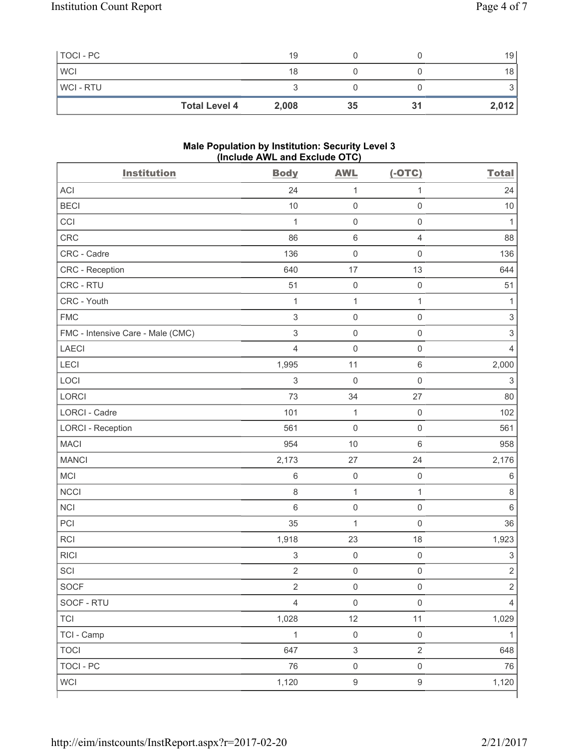| | Body | AWL | (-OTC) | Total |
|---|---|---|---|---|
| TOCI - PC | 19 | 0 | 0 | 19 |
| WCI | 18 | 0 | 0 | 18 |
| WCI - RTU | 3 | 0 | 0 | 3 |
| **Total Level 4** | **2,008** | **35** | **31** | **2,012** |

**Male Population by Institution: Security Level 3 (Include AWL and Exclude OTC)**

| Institution | Body | AWL | (-OTC) | Total |
|---|---|---|---|---|
| ACI | 24 | 1 | 1 | 24 |
| BECI | 10 | 0 | 0 | 10 |
| CCI | 1 | 0 | 0 | 1 |
| CRC | 86 | 6 | 4 | 88 |
| CRC - Cadre | 136 | 0 | 0 | 136 |
| CRC - Reception | 640 | 17 | 13 | 644 |
| CRC - RTU | 51 | 0 | 0 | 51 |
| CRC - Youth | 1 | 1 | 1 | 1 |
| FMC | 3 | 0 | 0 | 3 |
| FMC - Intensive Care - Male (CMC) | 3 | 0 | 0 | 3 |
| LAECI | 4 | 0 | 0 | 4 |
| LECI | 1,995 | 11 | 6 | 2,000 |
| LOCI | 3 | 0 | 0 | 3 |
| LORCI | 73 | 34 | 27 | 80 |
| LORCI - Cadre | 101 | 1 | 0 | 102 |
| LORCI - Reception | 561 | 0 | 0 | 561 |
| MACI | 954 | 10 | 6 | 958 |
| MANCI | 2,173 | 27 | 24 | 2,176 |
| MCI | 6 | 0 | 0 | 6 |
| NCCI | 8 | 1 | 1 | 8 |
| NCI | 6 | 0 | 0 | 6 |
| PCI | 35 | 1 | 0 | 36 |
| RCI | 1,918 | 23 | 18 | 1,923 |
| RICI | 3 | 0 | 0 | 3 |
| SCI | 2 | 0 | 0 | 2 |
| SOCF | 2 | 0 | 0 | 2 |
| SOCF - RTU | 4 | 0 | 0 | 4 |
| TCI | 1,028 | 12 | 11 | 1,029 |
| TCI - Camp | 1 | 0 | 0 | 1 |
| TOCI | 647 | 3 | 2 | 648 |
| TOCI - PC | 76 | 0 | 0 | 76 |
| WCI | 1,120 | 9 | 9 | 1,120 |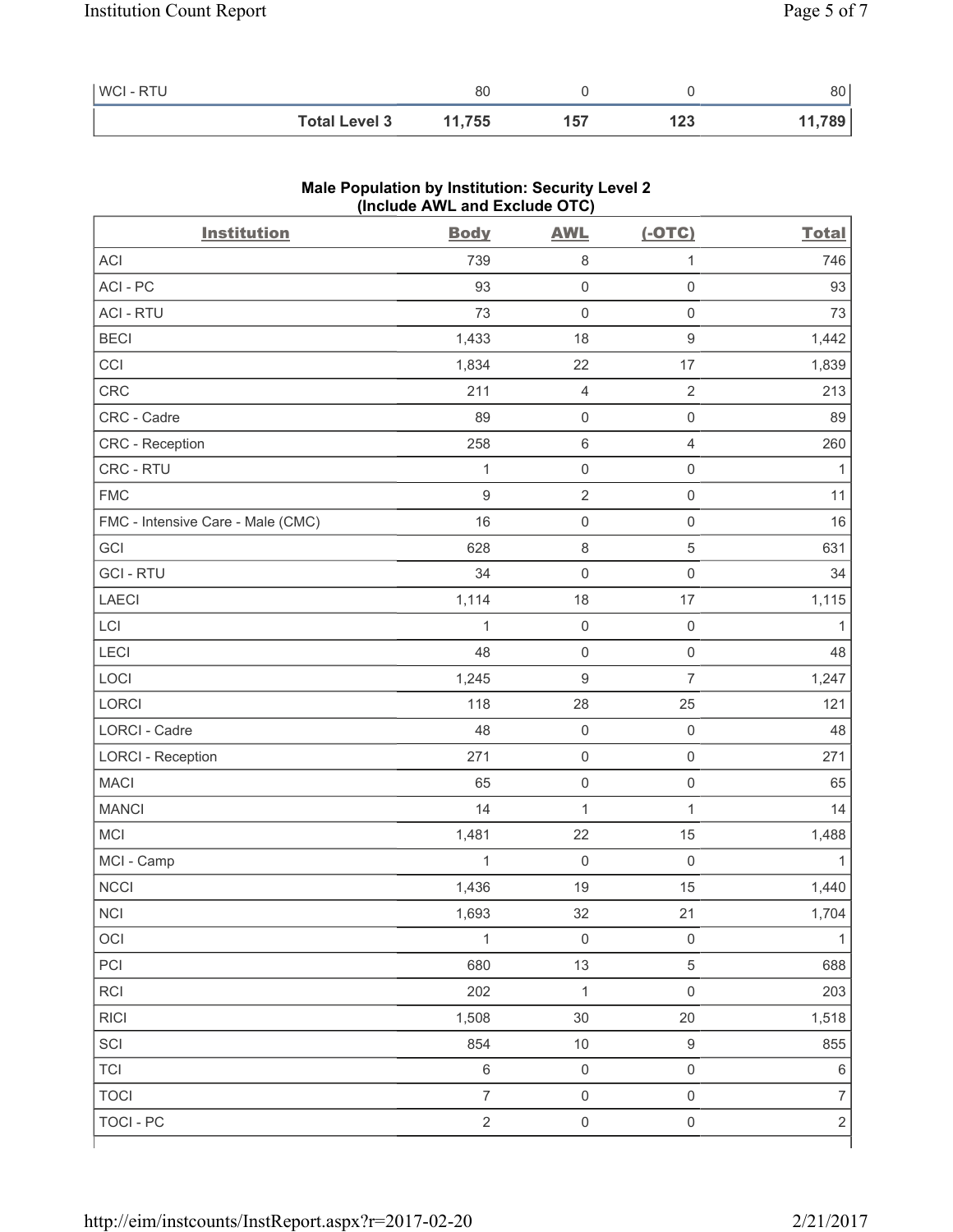| WCI - RTU | 80 | 0 | 0 | 80 |
|---|---|---|---|---|
| **Total Level 3** | **11,755** | **157** | **123** | **11,789** |

### Male Population by Institution: Security Level 2 (Include AWL and Exclude OTC)

| Institution | Body | AWL | (-OTC) | Total |
|---|---|---|---|---|
| ACI | 739 | 8 | 1 | 746 |
| ACI - PC | 93 | 0 | 0 | 93 |
| ACI - RTU | 73 | 0 | 0 | 73 |
| BECI | 1,433 | 18 | 9 | 1,442 |
| CCI | 1,834 | 22 | 17 | 1,839 |
| CRC | 211 | 4 | 2 | 213 |
| CRC - Cadre | 89 | 0 | 0 | 89 |
| CRC - Reception | 258 | 6 | 4 | 260 |
| CRC - RTU | 1 | 0 | 0 | 1 |
| FMC | 9 | 2 | 0 | 11 |
| FMC - Intensive Care - Male (CMC) | 16 | 0 | 0 | 16 |
| GCI | 628 | 8 | 5 | 631 |
| GCI - RTU | 34 | 0 | 0 | 34 |
| LAECI | 1,114 | 18 | 17 | 1,115 |
| LCI | 1 | 0 | 0 | 1 |
| LECI | 48 | 0 | 0 | 48 |
| LOCI | 1,245 | 9 | 7 | 1,247 |
| LORCI | 118 | 28 | 25 | 121 |
| LORCI - Cadre | 48 | 0 | 0 | 48 |
| LORCI - Reception | 271 | 0 | 0 | 271 |
| MACI | 65 | 0 | 0 | 65 |
| MANCI | 14 | 1 | 1 | 14 |
| MCI | 1,481 | 22 | 15 | 1,488 |
| MCI - Camp | 1 | 0 | 0 | 1 |
| NCCI | 1,436 | 19 | 15 | 1,440 |
| NCI | 1,693 | 32 | 21 | 1,704 |
| OCI | 1 | 0 | 0 | 1 |
| PCI | 680 | 13 | 5 | 688 |
| RCI | 202 | 1 | 0 | 203 |
| RICI | 1,508 | 30 | 20 | 1,518 |
| SCI | 854 | 10 | 9 | 855 |
| TCI | 6 | 0 | 0 | 6 |
| TOCI | 7 | 0 | 0 | 7 |
| TOCI - PC | 2 | 0 | 0 | 2 |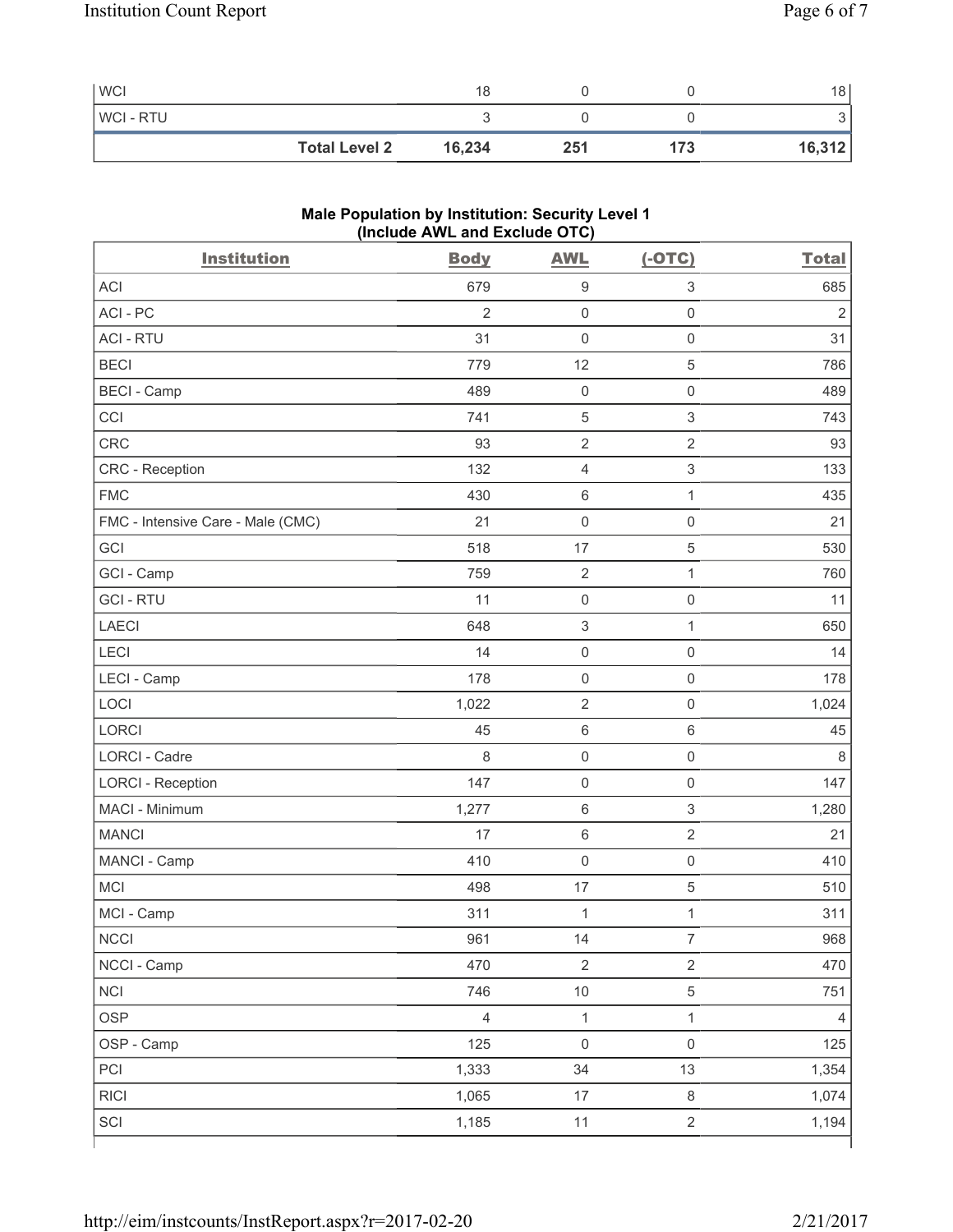| | Body | AWL | (-OTC) | Total |
|---|---|---|---|---|
| WCI | 18 | 0 | 0 | 18 |
| WCI - RTU | 3 | 0 | 0 | 3 |
| **Total Level 2** | **16,234** | **251** | **173** | **16,312** |

### Male Population by Institution: Security Level 1 (Include AWL and Exclude OTC)

| Institution | Body | AWL | (-OTC) | Total |
|---|---|---|---|---|
| ACI | 679 | 9 | 3 | 685 |
| ACI - PC | 2 | 0 | 0 | 2 |
| ACI - RTU | 31 | 0 | 0 | 31 |
| BECI | 779 | 12 | 5 | 786 |
| BECI - Camp | 489 | 0 | 0 | 489 |
| CCI | 741 | 5 | 3 | 743 |
| CRC | 93 | 2 | 2 | 93 |
| CRC - Reception | 132 | 4 | 3 | 133 |
| FMC | 430 | 6 | 1 | 435 |
| FMC - Intensive Care - Male (CMC) | 21 | 0 | 0 | 21 |
| GCI | 518 | 17 | 5 | 530 |
| GCI - Camp | 759 | 2 | 1 | 760 |
| GCI - RTU | 11 | 0 | 0 | 11 |
| LAECI | 648 | 3 | 1 | 650 |
| LECI | 14 | 0 | 0 | 14 |
| LECI - Camp | 178 | 0 | 0 | 178 |
| LOCI | 1,022 | 2 | 0 | 1,024 |
| LORCI | 45 | 6 | 6 | 45 |
| LORCI - Cadre | 8 | 0 | 0 | 8 |
| LORCI - Reception | 147 | 0 | 0 | 147 |
| MACI - Minimum | 1,277 | 6 | 3 | 1,280 |
| MANCI | 17 | 6 | 2 | 21 |
| MANCI - Camp | 410 | 0 | 0 | 410 |
| MCI | 498 | 17 | 5 | 510 |
| MCI - Camp | 311 | 1 | 1 | 311 |
| NCCI | 961 | 14 | 7 | 968 |
| NCCI - Camp | 470 | 2 | 2 | 470 |
| NCI | 746 | 10 | 5 | 751 |
| OSP | 4 | 1 | 1 | 4 |
| OSP - Camp | 125 | 0 | 0 | 125 |
| PCI | 1,333 | 34 | 13 | 1,354 |
| RICI | 1,065 | 17 | 8 | 1,074 |
| SCI | 1,185 | 11 | 2 | 1,194 |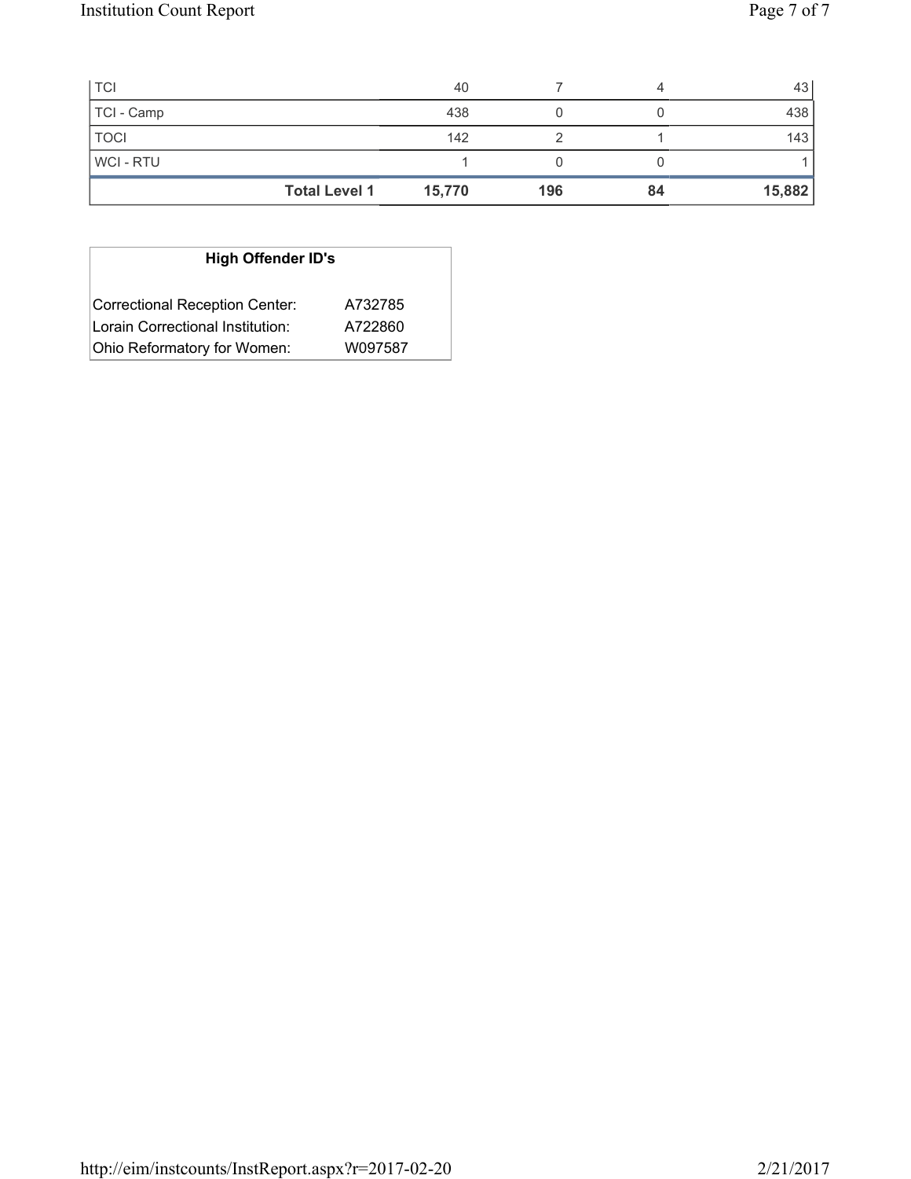| | | | | |
|---|---|---|---|---|
| TCI | 40 | 7 | 4 | 43 |
| TCI - Camp | 438 | 0 | 0 | 438 |
| TOCI | 142 | 2 | 1 | 143 |
| WCI - RTU | 1 | 0 | 0 | 1 |
| **Total Level 1** | **15,770** | **196** | **84** | **15,882** |

| High Offender ID's | |
|---|---|
| Correctional Reception Center: | A732785 |
| Lorain Correctional Institution: | A722860 |
| Ohio Reformatory for Women: | W097587 |